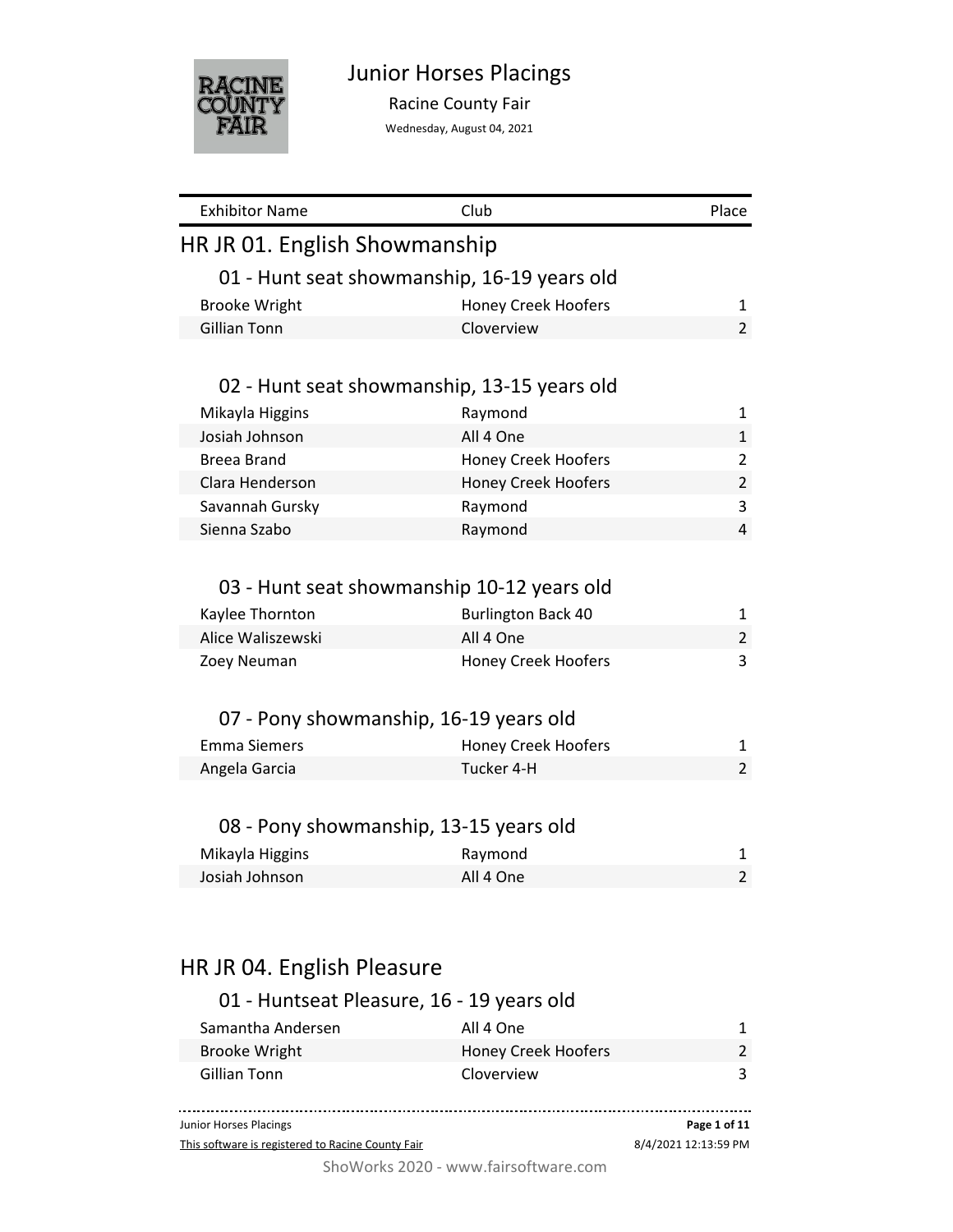# Junior Horses Placings

Racine County Fair

Wednesday, August 04, 2021

| Exhibitor Name | Club | Place |
|---|---|---|

## HR JR 01. English Showmanship

### 01 - Hunt seat showmanship, 16-19 years old

| Exhibitor Name | Club | Place |
|---|---|---|
| Brooke Wright | Honey Creek Hoofers | 1 |
| Gillian Tonn | Cloverview | 2 |

### 02 - Hunt seat showmanship, 13-15 years old

| Exhibitor Name | Club | Place |
|---|---|---|
| Mikayla Higgins | Raymond | 1 |
| Josiah Johnson | All 4 One | 1 |
| Breea Brand | Honey Creek Hoofers | 2 |
| Clara Henderson | Honey Creek Hoofers | 2 |
| Savannah Gursky | Raymond | 3 |
| Sienna Szabo | Raymond | 4 |

### 03 - Hunt seat showmanship 10-12 years old

| Exhibitor Name | Club | Place |
|---|---|---|
| Kaylee Thornton | Burlington Back 40 | 1 |
| Alice Waliszewski | All 4 One | 2 |
| Zoey Neuman | Honey Creek Hoofers | 3 |

### 07 - Pony showmanship, 16-19 years old

| Exhibitor Name | Club | Place |
|---|---|---|
| Emma Siemers | Honey Creek Hoofers | 1 |
| Angela Garcia | Tucker 4-H | 2 |

### 08 - Pony showmanship, 13-15 years old

| Exhibitor Name | Club | Place |
|---|---|---|
| Mikayla Higgins | Raymond | 1 |
| Josiah Johnson | All 4 One | 2 |

## HR JR 04. English Pleasure

### 01 - Huntseat Pleasure, 16 - 19 years old

| Exhibitor Name | Club | Place |
|---|---|---|
| Samantha Andersen | All 4 One | 1 |
| Brooke Wright | Honey Creek Hoofers | 2 |
| Gillian Tonn | Cloverview | 3 |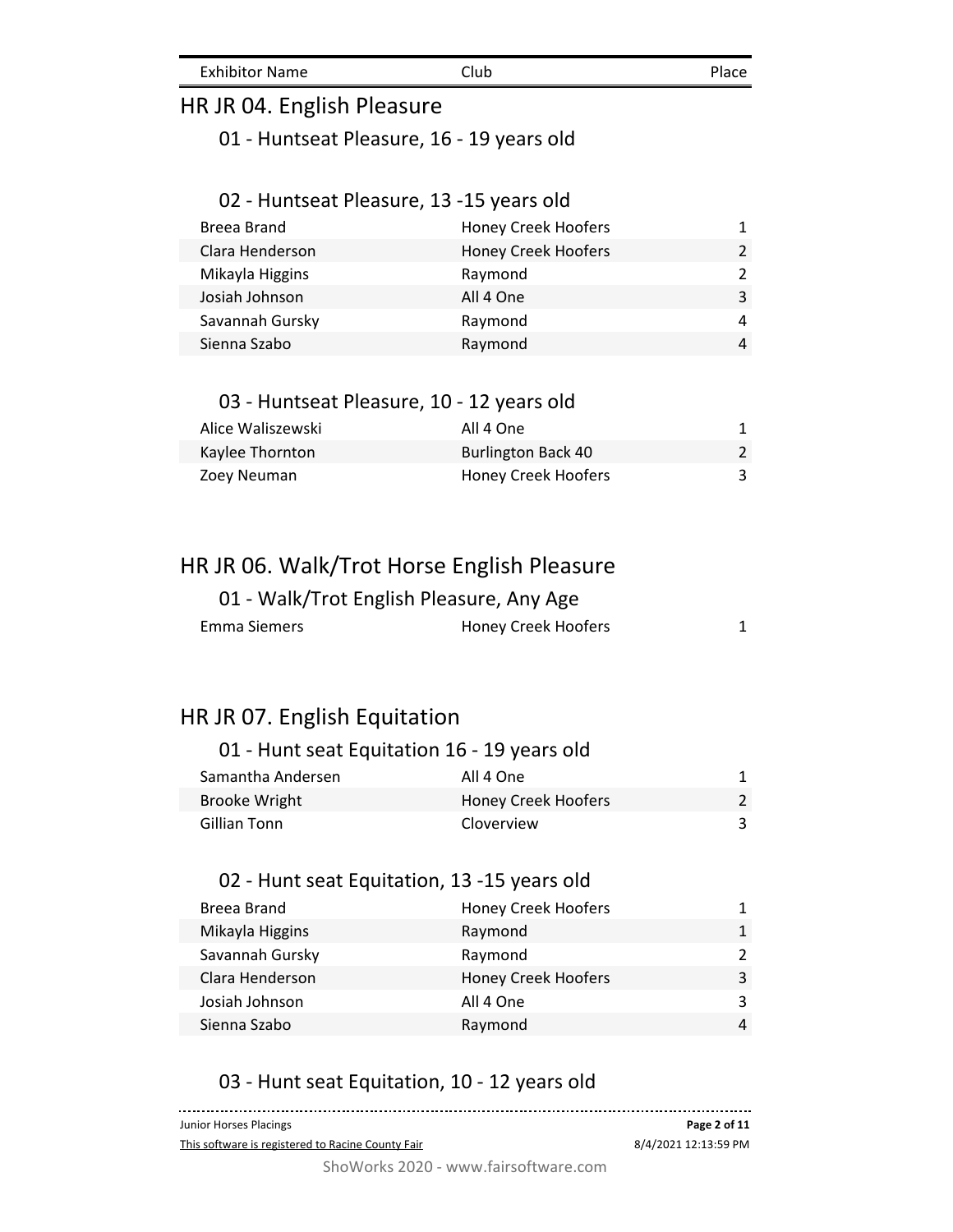| Exhibitor Name | Club | Place |
|---|---|---|

## HR JR 04. English Pleasure

### 01 - Huntseat Pleasure, 16 - 19 years old

### 02 - Huntseat Pleasure, 13 -15 years old

| Exhibitor Name | Club | Place |
|---|---|---|
| Breea Brand | Honey Creek Hoofers | 1 |
| Clara Henderson | Honey Creek Hoofers | 2 |
| Mikayla Higgins | Raymond | 2 |
| Josiah Johnson | All 4 One | 3 |
| Savannah Gursky | Raymond | 4 |
| Sienna Szabo | Raymond | 4 |

### 03 - Huntseat Pleasure, 10 - 12 years old

| Exhibitor Name | Club | Place |
|---|---|---|
| Alice Waliszewski | All 4 One | 1 |
| Kaylee Thornton | Burlington Back 40 | 2 |
| Zoey Neuman | Honey Creek Hoofers | 3 |

## HR JR 06. Walk/Trot Horse English Pleasure

### 01 - Walk/Trot English Pleasure, Any Age

| Exhibitor Name | Club | Place |
|---|---|---|
| Emma Siemers | Honey Creek Hoofers | 1 |

## HR JR 07. English Equitation

### 01 - Hunt seat Equitation 16 - 19 years old

| Exhibitor Name | Club | Place |
|---|---|---|
| Samantha Andersen | All 4 One | 1 |
| Brooke Wright | Honey Creek Hoofers | 2 |
| Gillian Tonn | Cloverview | 3 |

### 02 - Hunt seat Equitation, 13 -15 years old

| Exhibitor Name | Club | Place |
|---|---|---|
| Breea Brand | Honey Creek Hoofers | 1 |
| Mikayla Higgins | Raymond | 1 |
| Savannah Gursky | Raymond | 2 |
| Clara Henderson | Honey Creek Hoofers | 3 |
| Josiah Johnson | All 4 One | 3 |
| Sienna Szabo | Raymond | 4 |

### 03 - Hunt seat Equitation, 10 - 12 years old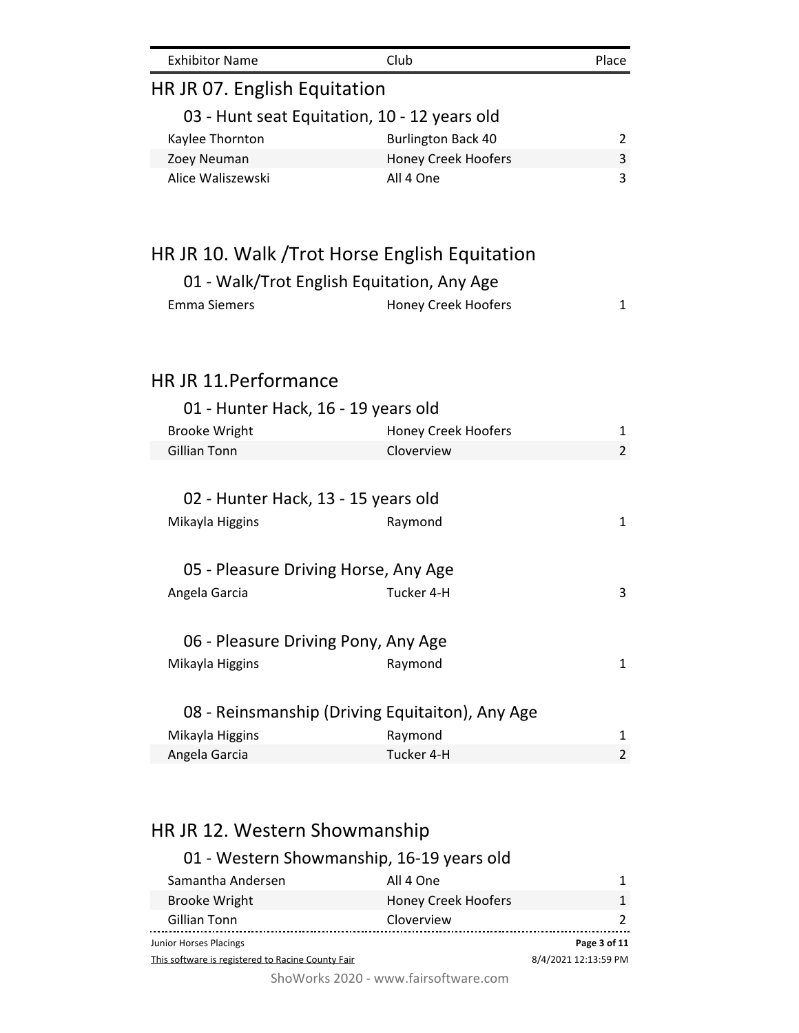| Exhibitor Name | Club | Place |
|---|---|---|

## HR JR 07. English Equitation

### 03 - Hunt seat Equitation, 10 - 12 years old

| Exhibitor Name | Club | Place |
|---|---|---|
| Kaylee Thornton | Burlington Back 40 | 2 |
| Zoey Neuman | Honey Creek Hoofers | 3 |
| Alice Waliszewski | All 4 One | 3 |

## HR JR 10. Walk /Trot Horse English Equitation

### 01 - Walk/Trot English Equitation, Any Age

| Exhibitor Name | Club | Place |
|---|---|---|
| Emma Siemers | Honey Creek Hoofers | 1 |

## HR JR 11.Performance

### 01 - Hunter Hack, 16 - 19 years old

| Exhibitor Name | Club | Place |
|---|---|---|
| Brooke Wright | Honey Creek Hoofers | 1 |
| Gillian Tonn | Cloverview | 2 |

### 02 - Hunter Hack, 13 - 15 years old

| Exhibitor Name | Club | Place |
|---|---|---|
| Mikayla Higgins | Raymond | 1 |

### 05 - Pleasure Driving Horse, Any Age

| Exhibitor Name | Club | Place |
|---|---|---|
| Angela Garcia | Tucker 4-H | 3 |

### 06 - Pleasure Driving Pony, Any Age

| Exhibitor Name | Club | Place |
|---|---|---|
| Mikayla Higgins | Raymond | 1 |

### 08 - Reinsmanship (Driving Equitaiton), Any Age

| Exhibitor Name | Club | Place |
|---|---|---|
| Mikayla Higgins | Raymond | 1 |
| Angela Garcia | Tucker 4-H | 2 |

## HR JR 12. Western Showmanship

### 01 - Western Showmanship, 16-19 years old

| Exhibitor Name | Club | Place |
|---|---|---|
| Samantha Andersen | All 4 One | 1 |
| Brooke Wright | Honey Creek Hoofers | 1 |
| Gillian Tonn | Cloverview | 2 |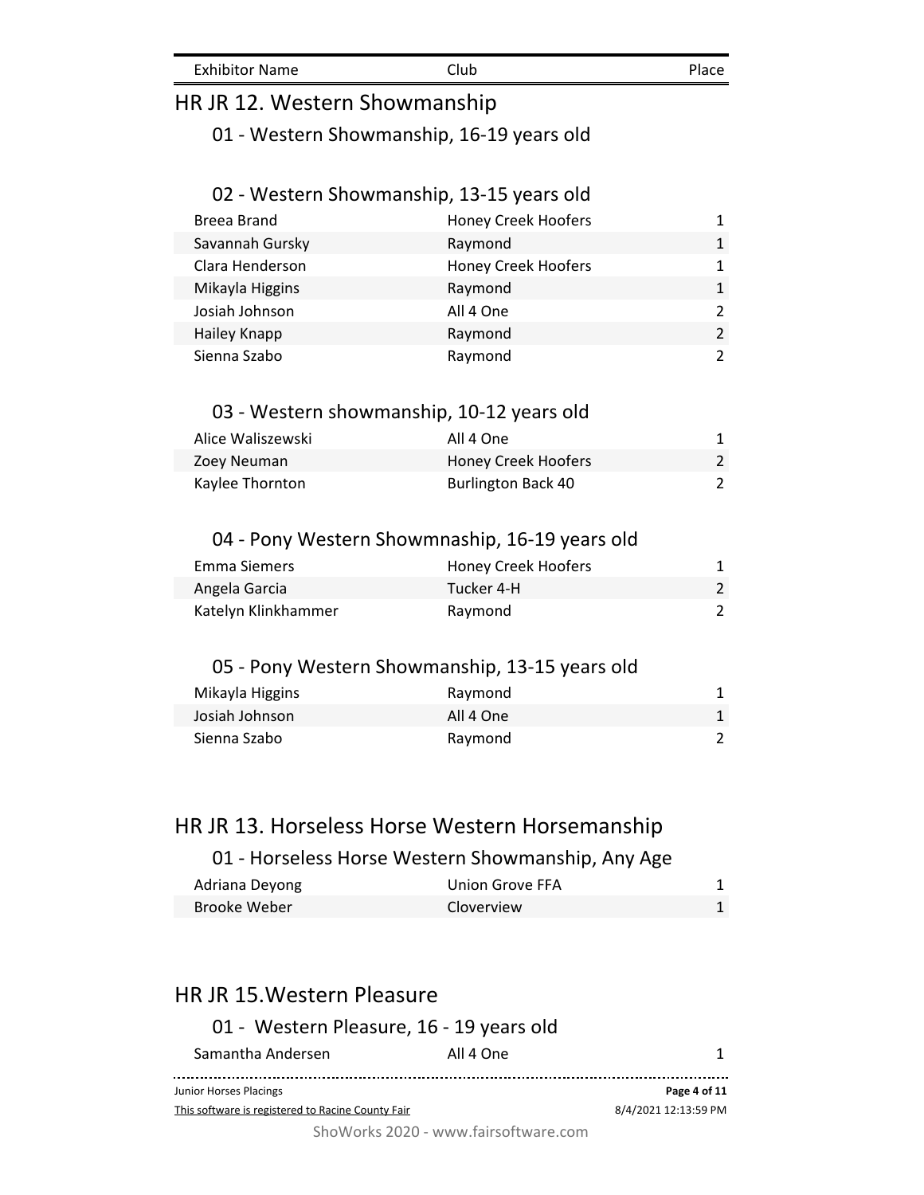| Exhibitor Name | Club | Place |
| --- | --- | --- |

## HR JR 12. Western Showmanship

### 01 - Western Showmanship, 16-19 years old

### 02 - Western Showmanship, 13-15 years old

| Exhibitor Name | Club | Place |
| --- | --- | --- |
| Breea Brand | Honey Creek Hoofers | 1 |
| Savannah Gursky | Raymond | 1 |
| Clara Henderson | Honey Creek Hoofers | 1 |
| Mikayla Higgins | Raymond | 1 |
| Josiah Johnson | All 4 One | 2 |
| Hailey Knapp | Raymond | 2 |
| Sienna Szabo | Raymond | 2 |

### 03 - Western showmanship, 10-12 years old

| Exhibitor Name | Club | Place |
| --- | --- | --- |
| Alice Waliszewski | All 4 One | 1 |
| Zoey Neuman | Honey Creek Hoofers | 2 |
| Kaylee Thornton | Burlington Back 40 | 2 |

### 04 - Pony Western Showmnaship, 16-19 years old

| Exhibitor Name | Club | Place |
| --- | --- | --- |
| Emma Siemers | Honey Creek Hoofers | 1 |
| Angela Garcia | Tucker 4-H | 2 |
| Katelyn Klinkhammer | Raymond | 2 |

### 05 - Pony Western Showmanship, 13-15 years old

| Exhibitor Name | Club | Place |
| --- | --- | --- |
| Mikayla Higgins | Raymond | 1 |
| Josiah Johnson | All 4 One | 1 |
| Sienna Szabo | Raymond | 2 |

## HR JR 13. Horseless Horse Western Horsemanship

### 01 - Horseless Horse Western Showmanship, Any Age

| Exhibitor Name | Club | Place |
| --- | --- | --- |
| Adriana Deyong | Union Grove FFA | 1 |
| Brooke Weber | Cloverview | 1 |

## HR JR 15.Western Pleasure

### 01 - Western Pleasure, 16 - 19 years old

| Exhibitor Name | Club | Place |
| --- | --- | --- |
| Samantha Andersen | All 4 One | 1 |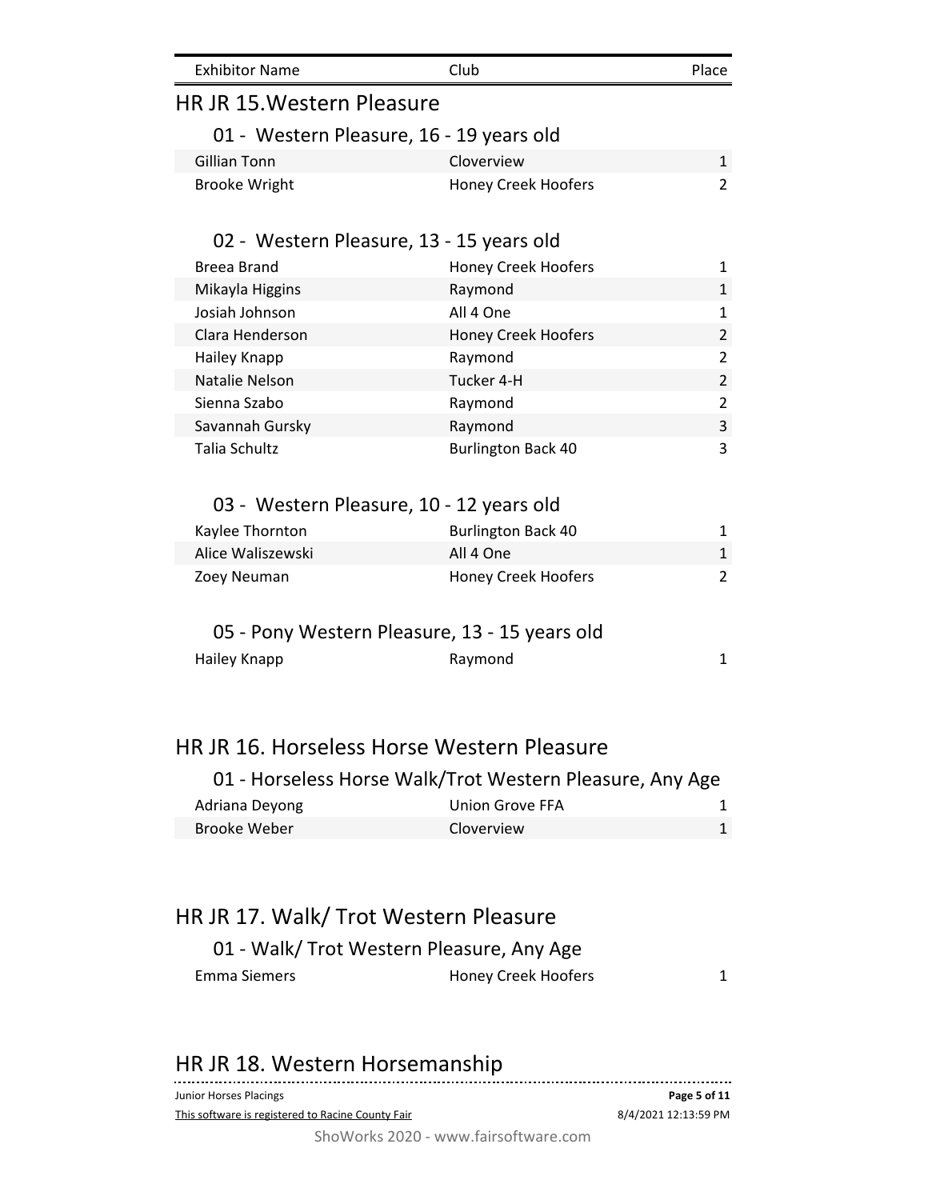| Exhibitor Name | Club | Place |
|---|---|---|

## HR JR 15.Western Pleasure

### 01 - Western Pleasure, 16 - 19 years old

| Exhibitor Name | Club | Place |
|---|---|---|
| Gillian Tonn | Cloverview | 1 |
| Brooke Wright | Honey Creek Hoofers | 2 |

### 02 - Western Pleasure, 13 - 15 years old

| Exhibitor Name | Club | Place |
|---|---|---|
| Breea Brand | Honey Creek Hoofers | 1 |
| Mikayla Higgins | Raymond | 1 |
| Josiah Johnson | All 4 One | 1 |
| Clara Henderson | Honey Creek Hoofers | 2 |
| Hailey Knapp | Raymond | 2 |
| Natalie Nelson | Tucker 4-H | 2 |
| Sienna Szabo | Raymond | 2 |
| Savannah Gursky | Raymond | 3 |
| Talia Schultz | Burlington Back 40 | 3 |

### 03 - Western Pleasure, 10 - 12 years old

| Exhibitor Name | Club | Place |
|---|---|---|
| Kaylee Thornton | Burlington Back 40 | 1 |
| Alice Waliszewski | All 4 One | 1 |
| Zoey Neuman | Honey Creek Hoofers | 2 |

### 05 - Pony Western Pleasure, 13 - 15 years old

| Exhibitor Name | Club | Place |
|---|---|---|
| Hailey Knapp | Raymond | 1 |

## HR JR 16. Horseless Horse Western Pleasure

### 01 - Horseless Horse Walk/Trot Western Pleasure, Any Age

| Exhibitor Name | Club | Place |
|---|---|---|
| Adriana Deyong | Union Grove FFA | 1 |
| Brooke Weber | Cloverview | 1 |

## HR JR 17. Walk/ Trot Western Pleasure

### 01 - Walk/ Trot Western Pleasure, Any Age

| Exhibitor Name | Club | Place |
|---|---|---|
| Emma Siemers | Honey Creek Hoofers | 1 |

## HR JR 18. Western Horsemanship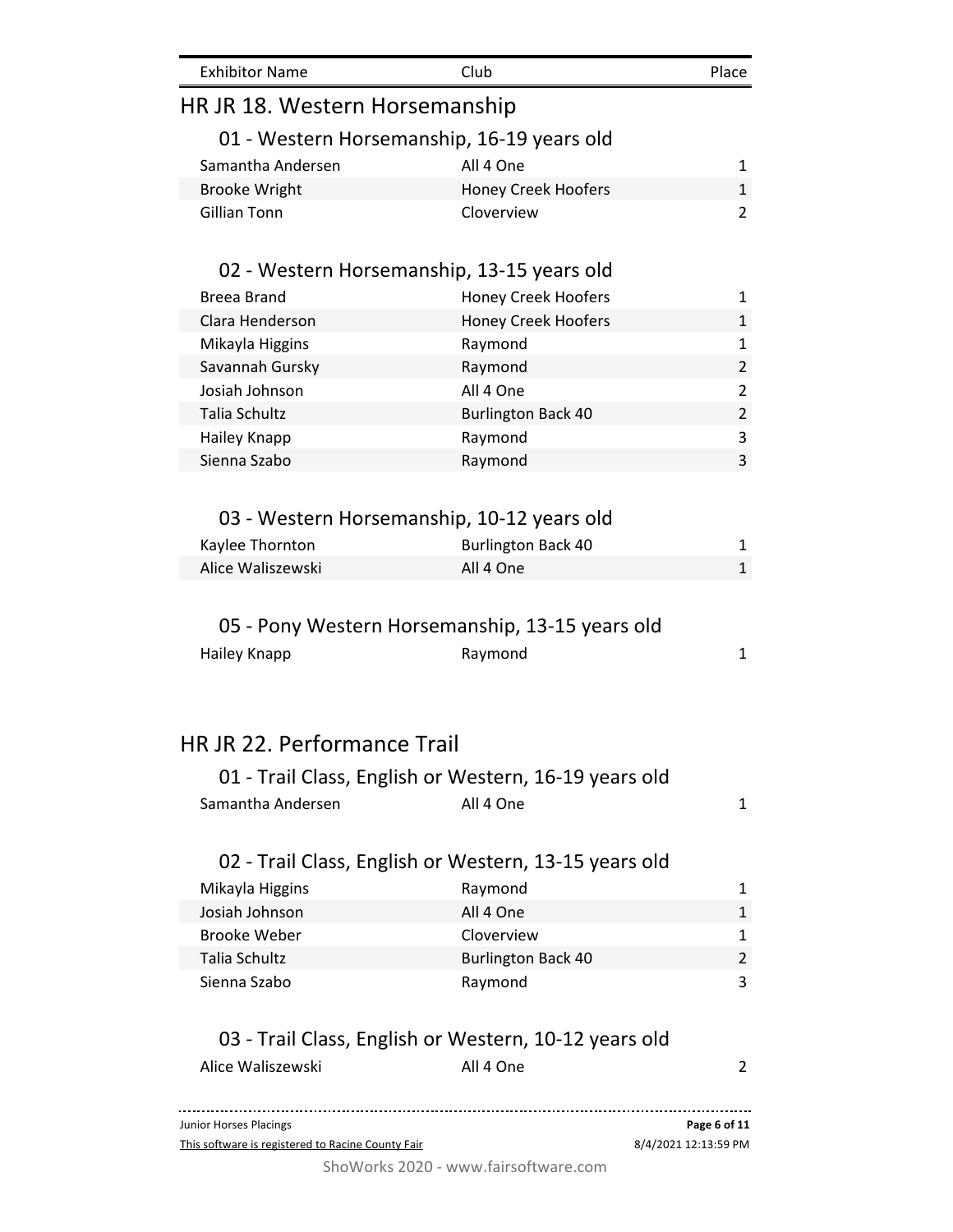| Exhibitor Name | Club | Place |
|---|---|---|

# HR JR 18. Western Horsemanship

## 01 - Western Horsemanship, 16-19 years old

| Exhibitor Name | Club | Place |
|---|---|---|
| Samantha Andersen | All 4 One | 1 |
| Brooke Wright | Honey Creek Hoofers | 1 |
| Gillian Tonn | Cloverview | 2 |

## 02 - Western Horsemanship, 13-15 years old

| Exhibitor Name | Club | Place |
|---|---|---|
| Breea Brand | Honey Creek Hoofers | 1 |
| Clara Henderson | Honey Creek Hoofers | 1 |
| Mikayla Higgins | Raymond | 1 |
| Savannah Gursky | Raymond | 2 |
| Josiah Johnson | All 4 One | 2 |
| Talia Schultz | Burlington Back 40 | 2 |
| Hailey Knapp | Raymond | 3 |
| Sienna Szabo | Raymond | 3 |

## 03 - Western Horsemanship, 10-12 years old

| Exhibitor Name | Club | Place |
|---|---|---|
| Kaylee Thornton | Burlington Back 40 | 1 |
| Alice Waliszewski | All 4 One | 1 |

## 05 - Pony Western Horsemanship, 13-15 years old

| Exhibitor Name | Club | Place |
|---|---|---|
| Hailey Knapp | Raymond | 1 |

# HR JR 22. Performance Trail

## 01 - Trail Class, English or Western, 16-19 years old

| Exhibitor Name | Club | Place |
|---|---|---|
| Samantha Andersen | All 4 One | 1 |

## 02 - Trail Class, English or Western, 13-15 years old

| Exhibitor Name | Club | Place |
|---|---|---|
| Mikayla Higgins | Raymond | 1 |
| Josiah Johnson | All 4 One | 1 |
| Brooke Weber | Cloverview | 1 |
| Talia Schultz | Burlington Back 40 | 2 |
| Sienna Szabo | Raymond | 3 |

## 03 - Trail Class, English or Western, 10-12 years old

| Exhibitor Name | Club | Place |
|---|---|---|
| Alice Waliszewski | All 4 One | 2 |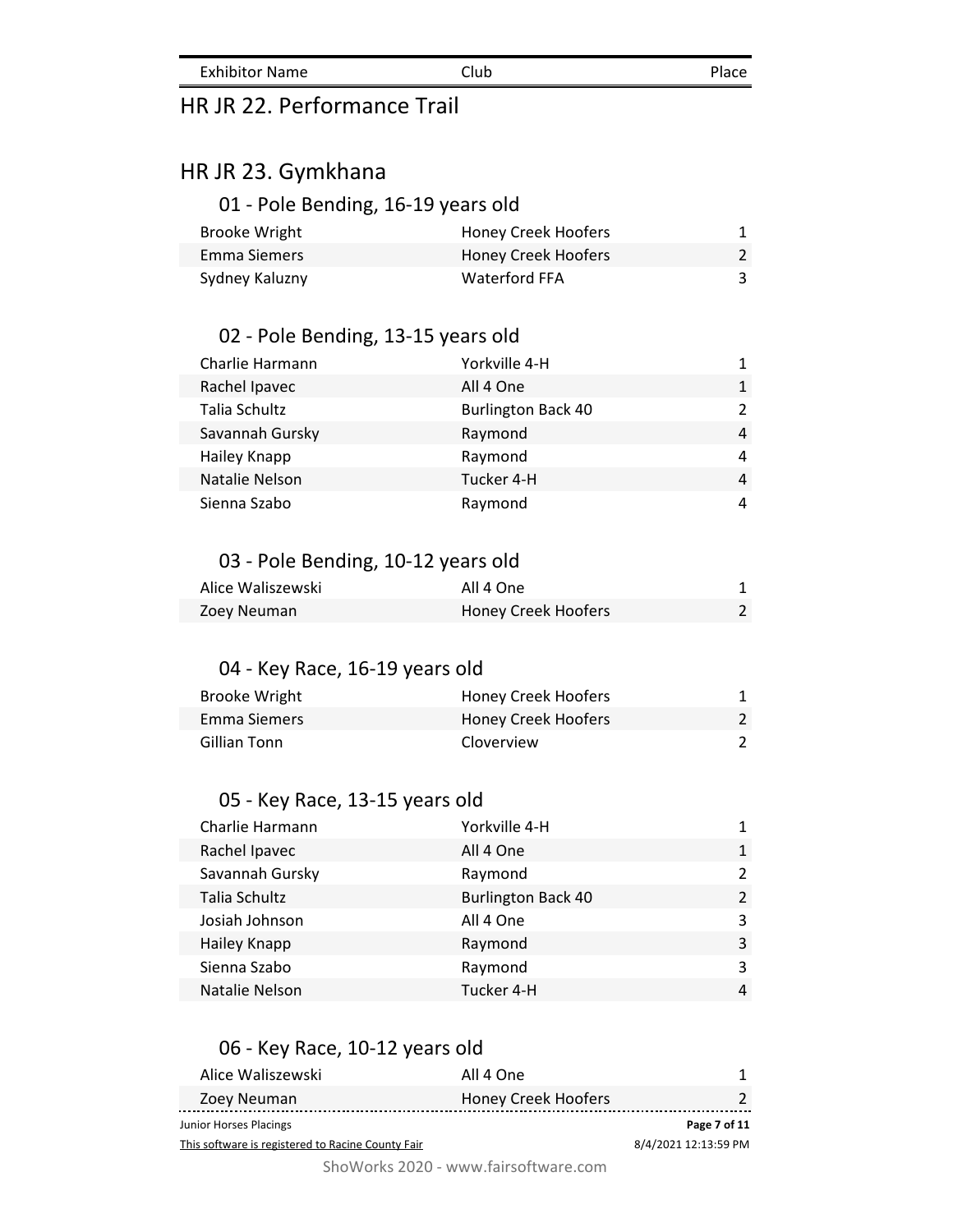| Exhibitor Name | Club | Place |
| --- | --- | --- |

## HR JR 22. Performance Trail

## HR JR 23. Gymkhana

### 01 - Pole Bending, 16-19 years old

| Exhibitor Name | Club | Place |
| --- | --- | --- |
| Brooke Wright | Honey Creek Hoofers | 1 |
| Emma Siemers | Honey Creek Hoofers | 2 |
| Sydney Kaluzny | Waterford FFA | 3 |

### 02 - Pole Bending, 13-15 years old

| Exhibitor Name | Club | Place |
| --- | --- | --- |
| Charlie Harmann | Yorkville 4-H | 1 |
| Rachel Ipavec | All 4 One | 1 |
| Talia Schultz | Burlington Back 40 | 2 |
| Savannah Gursky | Raymond | 4 |
| Hailey Knapp | Raymond | 4 |
| Natalie Nelson | Tucker 4-H | 4 |
| Sienna Szabo | Raymond | 4 |

### 03 - Pole Bending, 10-12 years old

| Exhibitor Name | Club | Place |
| --- | --- | --- |
| Alice Waliszewski | All 4 One | 1 |
| Zoey Neuman | Honey Creek Hoofers | 2 |

### 04 - Key Race, 16-19 years old

| Exhibitor Name | Club | Place |
| --- | --- | --- |
| Brooke Wright | Honey Creek Hoofers | 1 |
| Emma Siemers | Honey Creek Hoofers | 2 |
| Gillian Tonn | Cloverview | 2 |

### 05 - Key Race, 13-15 years old

| Exhibitor Name | Club | Place |
| --- | --- | --- |
| Charlie Harmann | Yorkville 4-H | 1 |
| Rachel Ipavec | All 4 One | 1 |
| Savannah Gursky | Raymond | 2 |
| Talia Schultz | Burlington Back 40 | 2 |
| Josiah Johnson | All 4 One | 3 |
| Hailey Knapp | Raymond | 3 |
| Sienna Szabo | Raymond | 3 |
| Natalie Nelson | Tucker 4-H | 4 |

### 06 - Key Race, 10-12 years old

| Exhibitor Name | Club | Place |
| --- | --- | --- |
| Alice Waliszewski | All 4 One | 1 |
| Zoey Neuman | Honey Creek Hoofers | 2 |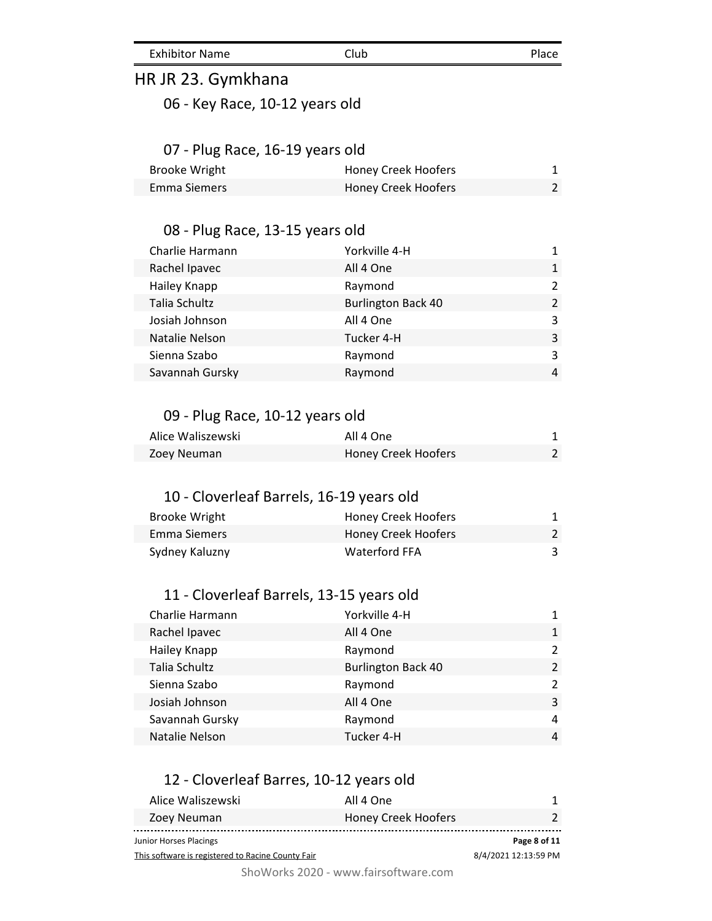| Exhibitor Name | Club | Place |
|---|---|---|

## HR JR 23. Gymkhana

### 06 - Key Race, 10-12 years old

### 07 - Plug Race, 16-19 years old

| Exhibitor Name | Club | Place |
|---|---|---|
| Brooke Wright | Honey Creek Hoofers | 1 |
| Emma Siemers | Honey Creek Hoofers | 2 |

### 08 - Plug Race, 13-15 years old

| Exhibitor Name | Club | Place |
|---|---|---|
| Charlie Harmann | Yorkville 4-H | 1 |
| Rachel Ipavec | All 4 One | 1 |
| Hailey Knapp | Raymond | 2 |
| Talia Schultz | Burlington Back 40 | 2 |
| Josiah Johnson | All 4 One | 3 |
| Natalie Nelson | Tucker 4-H | 3 |
| Sienna Szabo | Raymond | 3 |
| Savannah Gursky | Raymond | 4 |

### 09 - Plug Race, 10-12 years old

| Exhibitor Name | Club | Place |
|---|---|---|
| Alice Waliszewski | All 4 One | 1 |
| Zoey Neuman | Honey Creek Hoofers | 2 |

### 10 - Cloverleaf Barrels, 16-19 years old

| Exhibitor Name | Club | Place |
|---|---|---|
| Brooke Wright | Honey Creek Hoofers | 1 |
| Emma Siemers | Honey Creek Hoofers | 2 |
| Sydney Kaluzny | Waterford FFA | 3 |

### 11 - Cloverleaf Barrels, 13-15 years old

| Exhibitor Name | Club | Place |
|---|---|---|
| Charlie Harmann | Yorkville 4-H | 1 |
| Rachel Ipavec | All 4 One | 1 |
| Hailey Knapp | Raymond | 2 |
| Talia Schultz | Burlington Back 40 | 2 |
| Sienna Szabo | Raymond | 2 |
| Josiah Johnson | All 4 One | 3 |
| Savannah Gursky | Raymond | 4 |
| Natalie Nelson | Tucker 4-H | 4 |

### 12 - Cloverleaf Barres, 10-12 years old

| Exhibitor Name | Club | Place |
|---|---|---|
| Alice Waliszewski | All 4 One | 1 |
| Zoey Neuman | Honey Creek Hoofers | 2 |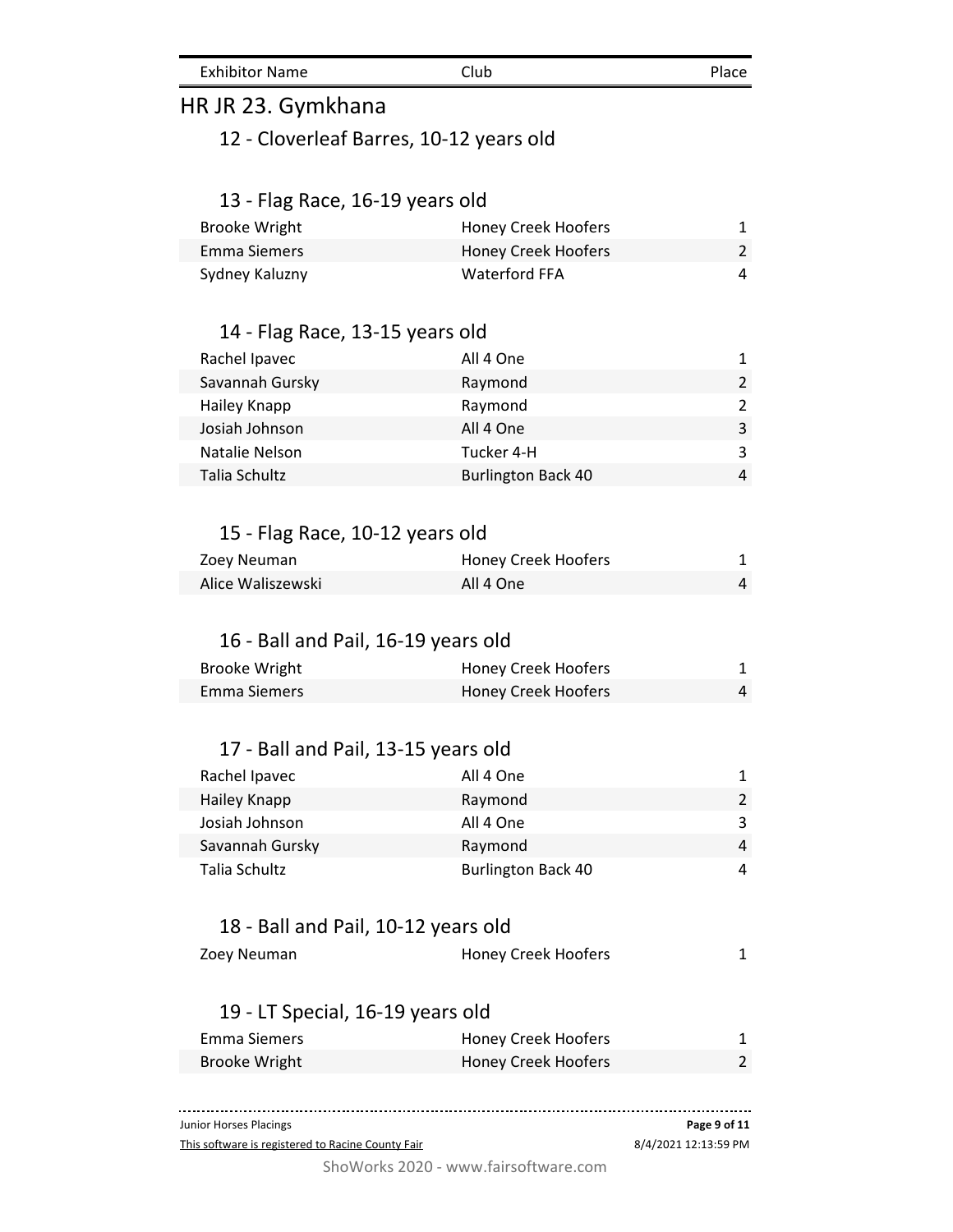| Exhibitor Name | Club | Place |
| --- | --- | --- |

## HR JR 23. Gymkhana

### 12 - Cloverleaf Barres, 10-12 years old

### 13 - Flag Race, 16-19 years old

| Exhibitor Name | Club | Place |
| --- | --- | --- |
| Brooke Wright | Honey Creek Hoofers | 1 |
| Emma Siemers | Honey Creek Hoofers | 2 |
| Sydney Kaluzny | Waterford FFA | 4 |

### 14 - Flag Race, 13-15 years old

| Exhibitor Name | Club | Place |
| --- | --- | --- |
| Rachel Ipavec | All 4 One | 1 |
| Savannah Gursky | Raymond | 2 |
| Hailey Knapp | Raymond | 2 |
| Josiah Johnson | All 4 One | 3 |
| Natalie Nelson | Tucker 4-H | 3 |
| Talia Schultz | Burlington Back 40 | 4 |

### 15 - Flag Race, 10-12 years old

| Exhibitor Name | Club | Place |
| --- | --- | --- |
| Zoey Neuman | Honey Creek Hoofers | 1 |
| Alice Waliszewski | All 4 One | 4 |

### 16 - Ball and Pail, 16-19 years old

| Exhibitor Name | Club | Place |
| --- | --- | --- |
| Brooke Wright | Honey Creek Hoofers | 1 |
| Emma Siemers | Honey Creek Hoofers | 4 |

### 17 - Ball and Pail, 13-15 years old

| Exhibitor Name | Club | Place |
| --- | --- | --- |
| Rachel Ipavec | All 4 One | 1 |
| Hailey Knapp | Raymond | 2 |
| Josiah Johnson | All 4 One | 3 |
| Savannah Gursky | Raymond | 4 |
| Talia Schultz | Burlington Back 40 | 4 |

### 18 - Ball and Pail, 10-12 years old

| Exhibitor Name | Club | Place |
| --- | --- | --- |
| Zoey Neuman | Honey Creek Hoofers | 1 |

### 19 - LT Special, 16-19 years old

| Exhibitor Name | Club | Place |
| --- | --- | --- |
| Emma Siemers | Honey Creek Hoofers | 1 |
| Brooke Wright | Honey Creek Hoofers | 2 |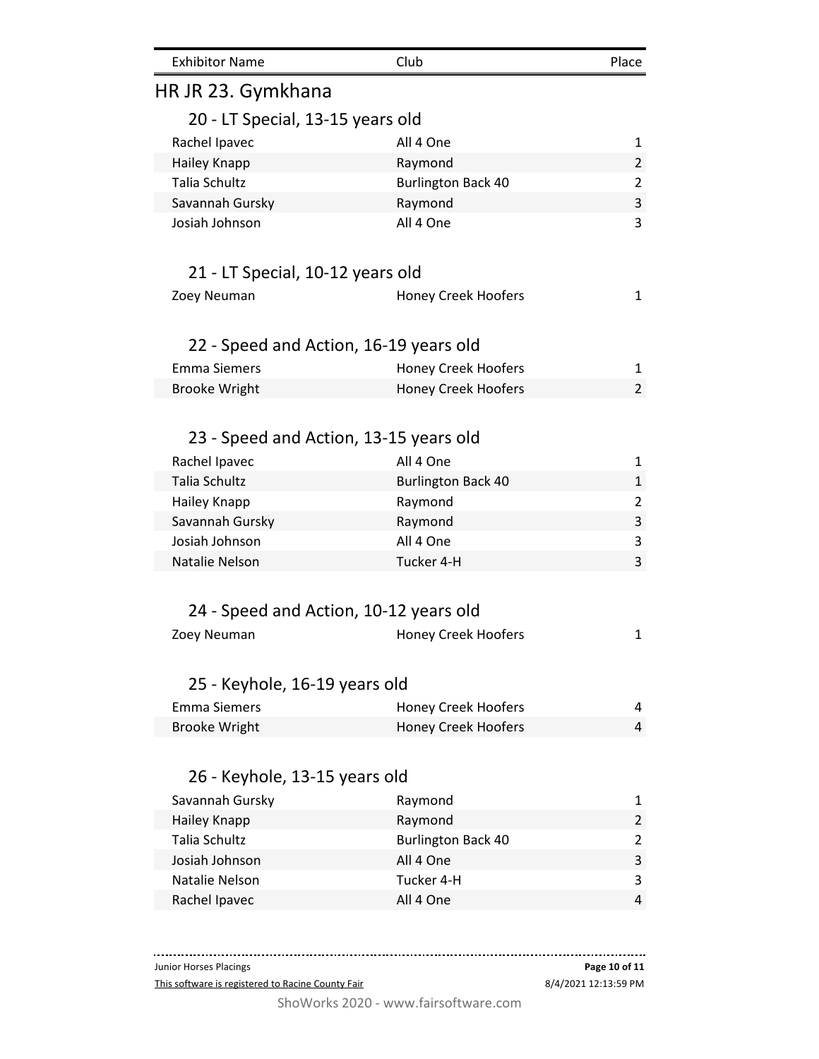| Exhibitor Name | Club | Place |
|---|---|---|

# HR JR 23. Gymkhana

## 20 - LT Special, 13-15 years old

| Exhibitor Name | Club | Place |
|---|---|---|
| Rachel Ipavec | All 4 One | 1 |
| Hailey Knapp | Raymond | 2 |
| Talia Schultz | Burlington Back 40 | 2 |
| Savannah Gursky | Raymond | 3 |
| Josiah Johnson | All 4 One | 3 |

## 21 - LT Special, 10-12 years old

| Exhibitor Name | Club | Place |
|---|---|---|
| Zoey Neuman | Honey Creek Hoofers | 1 |

## 22 - Speed and Action, 16-19 years old

| Exhibitor Name | Club | Place |
|---|---|---|
| Emma Siemers | Honey Creek Hoofers | 1 |
| Brooke Wright | Honey Creek Hoofers | 2 |

## 23 - Speed and Action, 13-15 years old

| Exhibitor Name | Club | Place |
|---|---|---|
| Rachel Ipavec | All 4 One | 1 |
| Talia Schultz | Burlington Back 40 | 1 |
| Hailey Knapp | Raymond | 2 |
| Savannah Gursky | Raymond | 3 |
| Josiah Johnson | All 4 One | 3 |
| Natalie Nelson | Tucker 4-H | 3 |

## 24 - Speed and Action, 10-12 years old

| Exhibitor Name | Club | Place |
|---|---|---|
| Zoey Neuman | Honey Creek Hoofers | 1 |

## 25 - Keyhole, 16-19 years old

| Exhibitor Name | Club | Place |
|---|---|---|
| Emma Siemers | Honey Creek Hoofers | 4 |
| Brooke Wright | Honey Creek Hoofers | 4 |

## 26 - Keyhole, 13-15 years old

| Exhibitor Name | Club | Place |
|---|---|---|
| Savannah Gursky | Raymond | 1 |
| Hailey Knapp | Raymond | 2 |
| Talia Schultz | Burlington Back 40 | 2 |
| Josiah Johnson | All 4 One | 3 |
| Natalie Nelson | Tucker 4-H | 3 |
| Rachel Ipavec | All 4 One | 4 |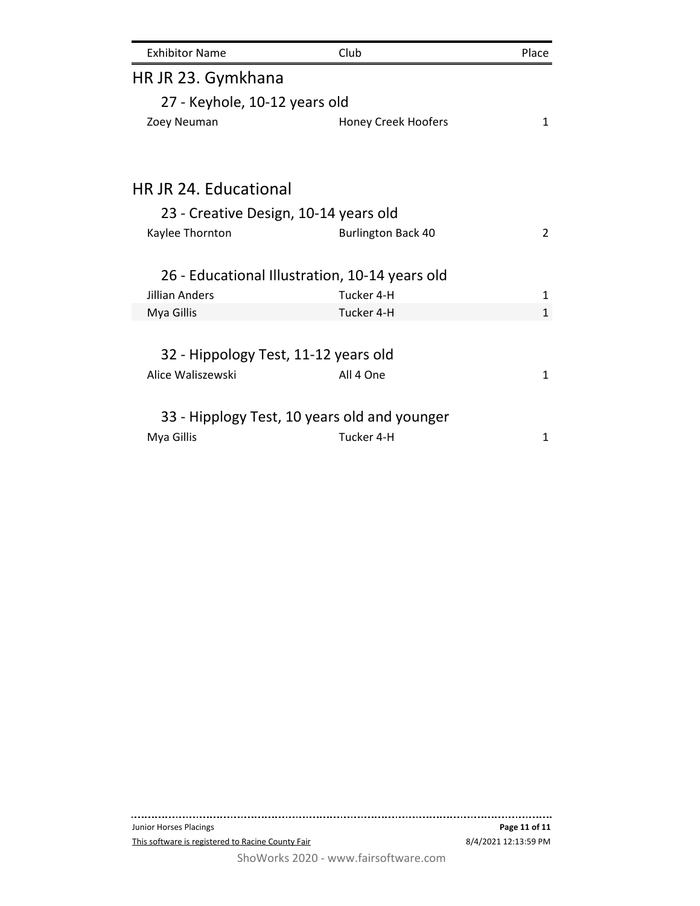| Exhibitor Name | Club | Place |
|---|---|---|

## HR JR 23. Gymkhana

### 27 - Keyhole, 10-12 years old

| Exhibitor Name | Club | Place |
|---|---|---|
| Zoey Neuman | Honey Creek Hoofers | 1 |

## HR JR 24. Educational

### 23 - Creative Design, 10-14 years old

| Exhibitor Name | Club | Place |
|---|---|---|
| Kaylee Thornton | Burlington Back 40 | 2 |

### 26 - Educational Illustration, 10-14 years old

| Exhibitor Name | Club | Place |
|---|---|---|
| Jillian Anders | Tucker 4-H | 1 |
| Mya Gillis | Tucker 4-H | 1 |

### 32 - Hippology Test, 11-12 years old

| Exhibitor Name | Club | Place |
|---|---|---|
| Alice Waliszewski | All 4 One | 1 |

### 33 - Hipplogy Test, 10 years old and younger

| Exhibitor Name | Club | Place |
|---|---|---|
| Mya Gillis | Tucker 4-H | 1 |